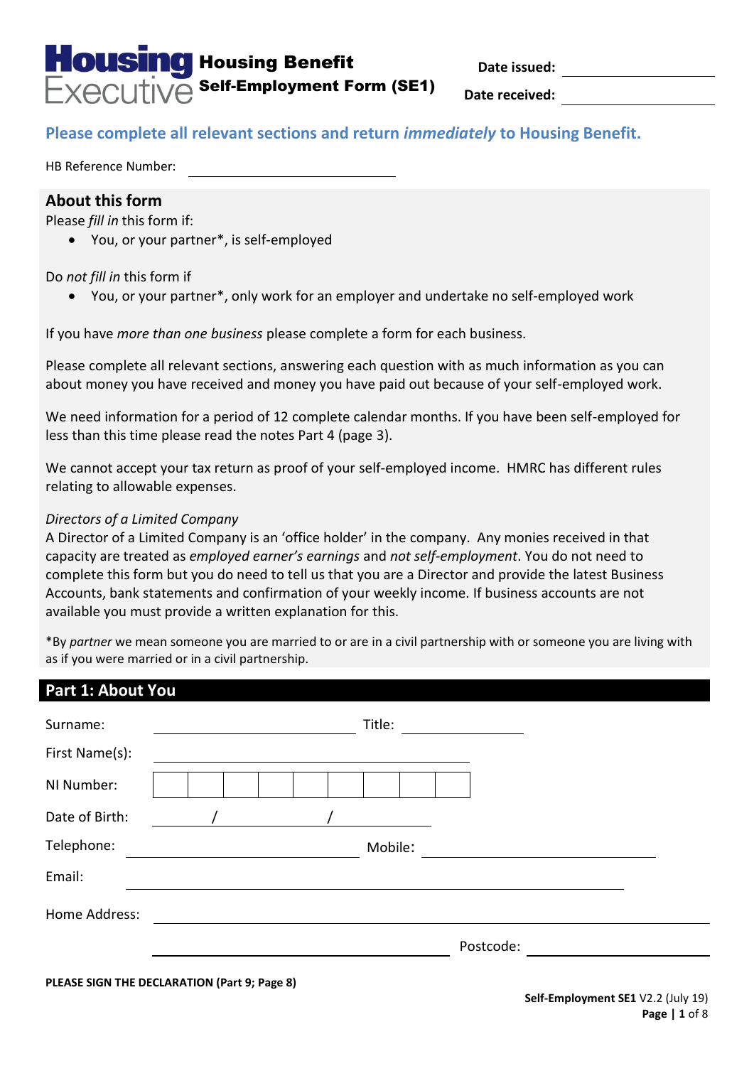# Housing Executive Housing Benefit Self-Employment Form (SE1)

**Date issued:** ____________________

**Date received:** ____________________

## Please complete all relevant sections and return *immediately* to Housing Benefit.

HB Reference Number: ____________________

## About this form

Please *fill in* this form if:

- You, or your partner*, is self-employed

Do *not fill in* this form if

- You, or your partner*, only work for an employer and undertake no self-employed work

If you have *more than one business* please complete a form for each business.

Please complete all relevant sections, answering each question with as much information as you can about money you have received and money you have paid out because of your self-employed work.

We need information for a period of 12 complete calendar months. If you have been self-employed for less than this time please read the notes Part 4 (page 3).

We cannot accept your tax return as proof of your self-employed income. HMRC has different rules relating to allowable expenses.

*Directors of a Limited Company*

A Director of a Limited Company is an 'office holder' in the company. Any monies received in that capacity are treated as *employed earner's earnings* and *not self-employment*. You do not need to complete this form but you do need to tell us that you are a Director and provide the latest Business Accounts, bank statements and confirmation of your weekly income. If business accounts are not available you must provide a written explanation for this.

*By *partner* we mean someone you are married to or are in a civil partnership with or someone you are living with as if you were married or in a civil partnership.

## Part 1: About You

Surname: ____________________ Title: ____________

First Name(s): ____________________

NI Number: | | | | | | | | | |

Date of Birth: ______ / ______ / ______

Telephone: ____________________ Mobile: ____________________

Email: ____________________

Home Address: ____________________

____________________ Postcode: ____________

**PLEASE SIGN THE DECLARATION (Part 9; Page 8)**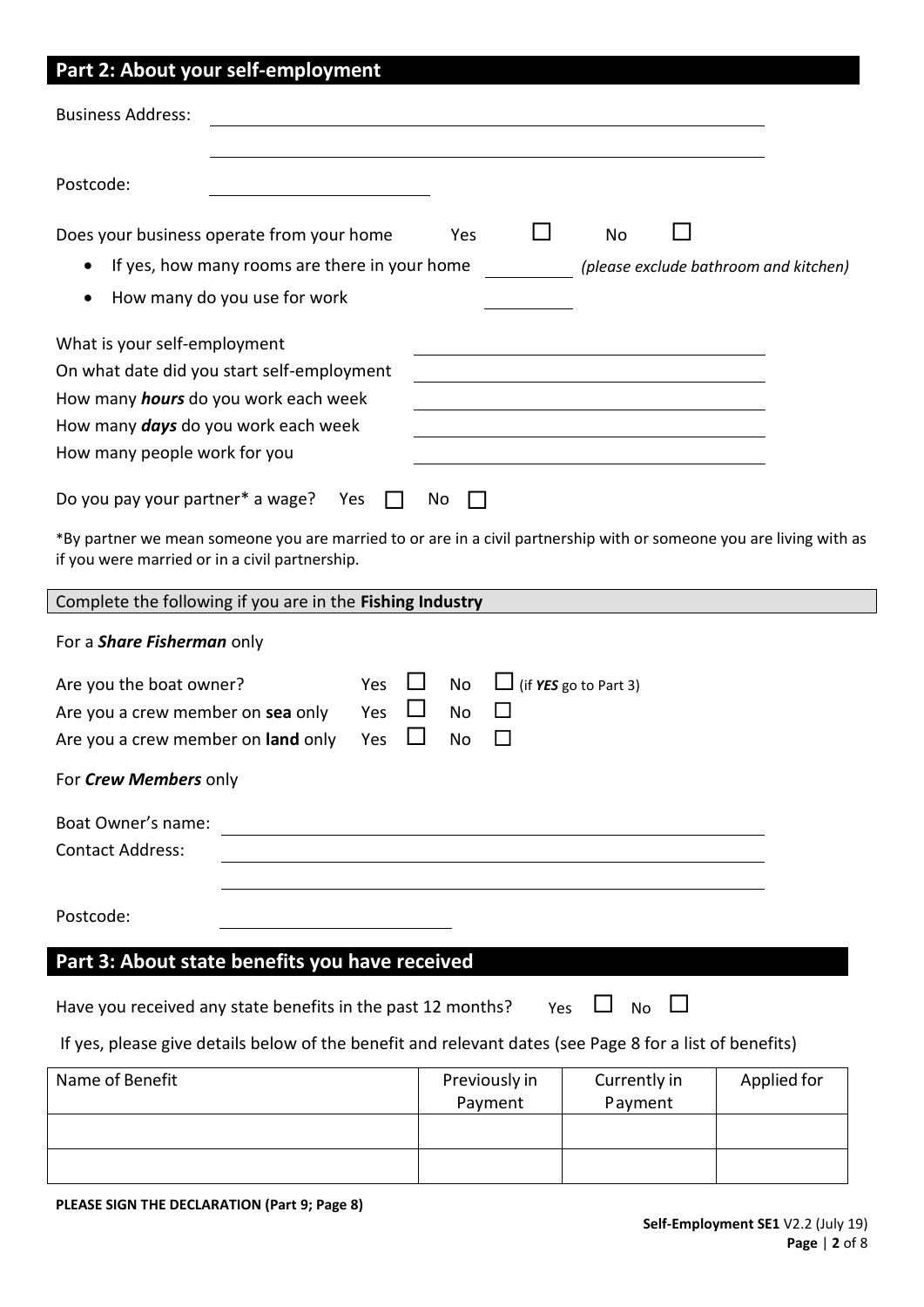## Part 2: About your self-employment

Business Address: ____________________

____________________

Postcode: ____________

Does your business operate from your home Yes ☐ No ☐

- If yes, how many rooms are there in your home ______ *(please exclude bathroom and kitchen)*
- How many do you use for work ______

What is your self-employment ____________________

On what date did you start self-employment ____________________

How many ***hours*** do you work each week ____________________

How many ***days*** do you work each week ____________________

How many people work for you ____________________

Do you pay your partner* a wage? Yes ☐ No ☐

*By partner we mean someone you are married to or are in a civil partnership with or someone you are living with as if you were married or in a civil partnership.

### Complete the following if you are in the **Fishing Industry**

For a ***Share Fisherman*** only

Are you the boat owner? Yes ☐ No ☐ (if ***YES*** go to Part 3)

Are you a crew member on **sea** only Yes ☐ No ☐

Are you a crew member on **land** only Yes ☐ No ☐

For ***Crew Members*** only

Boat Owner's name: ____________________

Contact Address: ____________________

____________________

Postcode: ____________

## Part 3: About state benefits you have received

Have you received any state benefits in the past 12 months? Yes ☐ No ☐

If yes, please give details below of the benefit and relevant dates (see Page 8 for a list of benefits)

| Name of Benefit | Previously in Payment | Currently in Payment | Applied for |
|---|---|---|---|
| | | | |
| | | | |

**PLEASE SIGN THE DECLARATION (Part 9; Page 8)**

**Self-Employment SE1** V2.2 (July 19)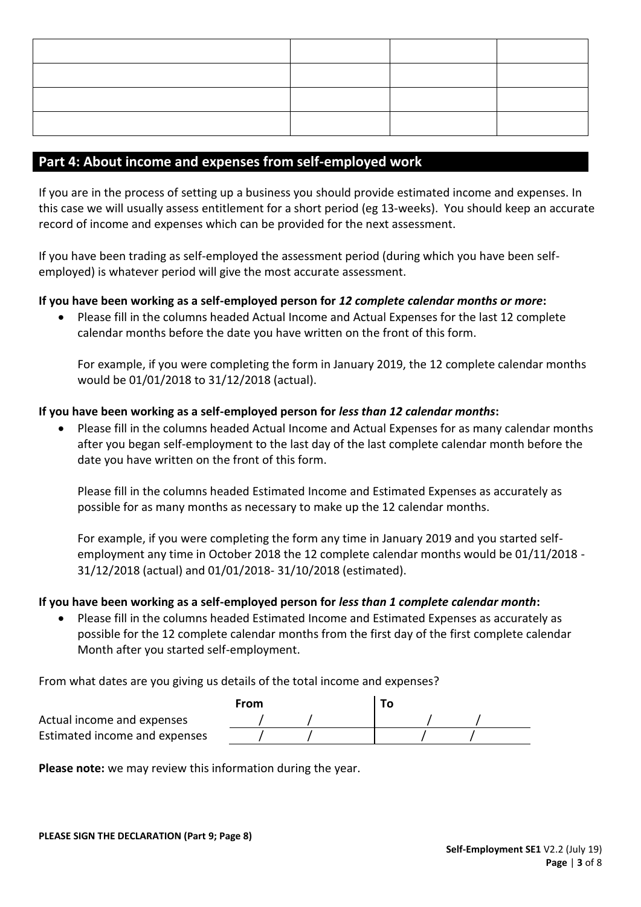| | | | |
|---|---|---|---|
| | | | |
| | | | |
| | | | |
| | | | |

## Part 4: About income and expenses from self-employed work

If you are in the process of setting up a business you should provide estimated income and expenses. In this case we will usually assess entitlement for a short period (eg 13-weeks). You should keep an accurate record of income and expenses which can be provided for the next assessment.

If you have been trading as self-employed the assessment period (during which you have been self-employed) is whatever period will give the most accurate assessment.

**If you have been working as a self-employed person for *12 complete calendar months or more*:**

- Please fill in the columns headed Actual Income and Actual Expenses for the last 12 complete calendar months before the date you have written on the front of this form.

  For example, if you were completing the form in January 2019, the 12 complete calendar months would be 01/01/2018 to 31/12/2018 (actual).

**If you have been working as a self-employed person for *less than 12 calendar months*:**

- Please fill in the columns headed Actual Income and Actual Expenses for as many calendar months after you began self-employment to the last day of the last complete calendar month before the date you have written on the front of this form.

  Please fill in the columns headed Estimated Income and Estimated Expenses as accurately as possible for as many months as necessary to make up the 12 calendar months.

  For example, if you were completing the form any time in January 2019 and you started self-employment any time in October 2018 the 12 complete calendar months would be 01/11/2018 - 31/12/2018 (actual) and 01/01/2018- 31/10/2018 (estimated).

**If you have been working as a self-employed person for *less than 1 complete calendar month*:**

- Please fill in the columns headed Estimated Income and Estimated Expenses as accurately as possible for the 12 complete calendar months from the first day of the first complete calendar Month after you started self-employment.

From what dates are you giving us details of the total income and expenses?

| | From | To |
|---|---|---|
| Actual income and expenses | / / | / / |
| Estimated income and expenses | / / | / / |

**Please note:** we may review this information during the year.

**PLEASE SIGN THE DECLARATION (Part 9; Page 8)**

**Self-Employment SE1** V2.2 (July 19)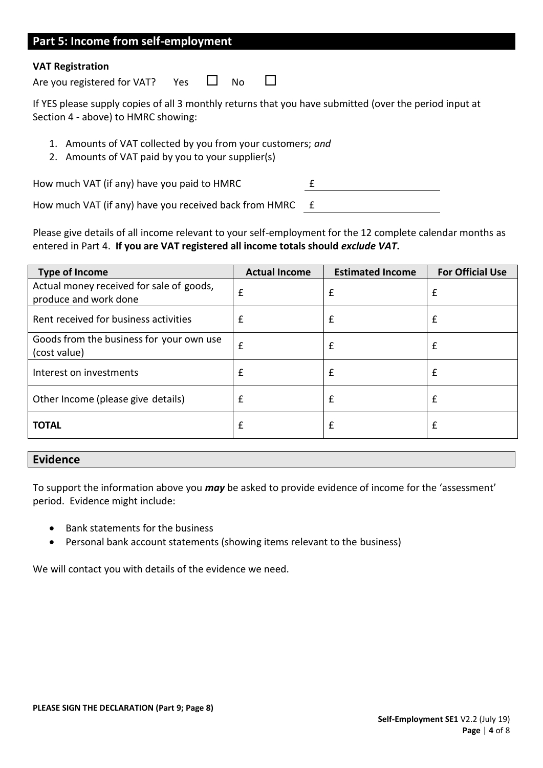## Part 5: Income from self-employment

**VAT Registration**

Are you registered for VAT? Yes ☐ No ☐

If YES please supply copies of all 3 monthly returns that you have submitted (over the period input at Section 4 - above) to HMRC showing:

1. Amounts of VAT collected by you from your customers; *and*
2. Amounts of VAT paid by you to your supplier(s)

How much VAT (if any) have you paid to HMRC £ ____________

How much VAT (if any) have you received back from HMRC £ ____________

Please give details of all income relevant to your self-employment for the 12 complete calendar months as entered in Part 4. **If you are VAT registered all income totals should *exclude VAT*.**

| Type of Income | Actual Income | Estimated Income | For Official Use |
|---|---|---|---|
| Actual money received for sale of goods, produce and work done | £ | £ | £ |
| Rent received for business activities | £ | £ | £ |
| Goods from the business for your own use (cost value) | £ | £ | £ |
| Interest on investments | £ | £ | £ |
| Other Income (please give details) | £ | £ | £ |
| **TOTAL** | £ | £ | £ |

## Evidence

To support the information above you ***may*** be asked to provide evidence of income for the 'assessment' period. Evidence might include:

- Bank statements for the business
- Personal bank account statements (showing items relevant to the business)

We will contact you with details of the evidence we need.

**PLEASE SIGN THE DECLARATION (Part 9; Page 8)**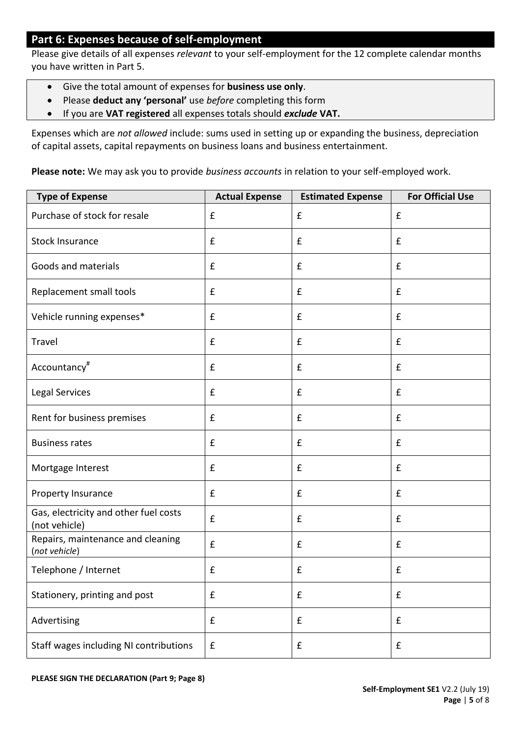## Part 6: Expenses because of self-employment

Please give details of all expenses *relevant* to your self-employment for the 12 complete calendar months you have written in Part 5.

- Give the total amount of expenses for **business use only**.
- Please **deduct any 'personal'** use *before* completing this form
- If you are **VAT registered** all expenses totals should ***exclude*** **VAT.**

Expenses which are *not allowed* include: sums used in setting up or expanding the business, depreciation of capital assets, capital repayments on business loans and business entertainment.

**Please note:** We may ask you to provide *business accounts* in relation to your self-employed work.

| Type of Expense | Actual Expense | Estimated Expense | For Official Use |
|---|---|---|---|
| Purchase of stock for resale | £ | £ | £ |
| Stock Insurance | £ | £ | £ |
| Goods and materials | £ | £ | £ |
| Replacement small tools | £ | £ | £ |
| Vehicle running expenses* | £ | £ | £ |
| Travel | £ | £ | £ |
| Accountancy[#] | £ | £ | £ |
| Legal Services | £ | £ | £ |
| Rent for business premises | £ | £ | £ |
| Business rates | £ | £ | £ |
| Mortgage Interest | £ | £ | £ |
| Property Insurance | £ | £ | £ |
| Gas, electricity and other fuel costs (not vehicle) | £ | £ | £ |
| Repairs, maintenance and cleaning (*not vehicle*) | £ | £ | £ |
| Telephone / Internet | £ | £ | £ |
| Stationery, printing and post | £ | £ | £ |
| Advertising | £ | £ | £ |
| Staff wages including NI contributions | £ | £ | £ |

**PLEASE SIGN THE DECLARATION (Part 9; Page 8)**

**Self-Employment SE1** V2.2 (July 19)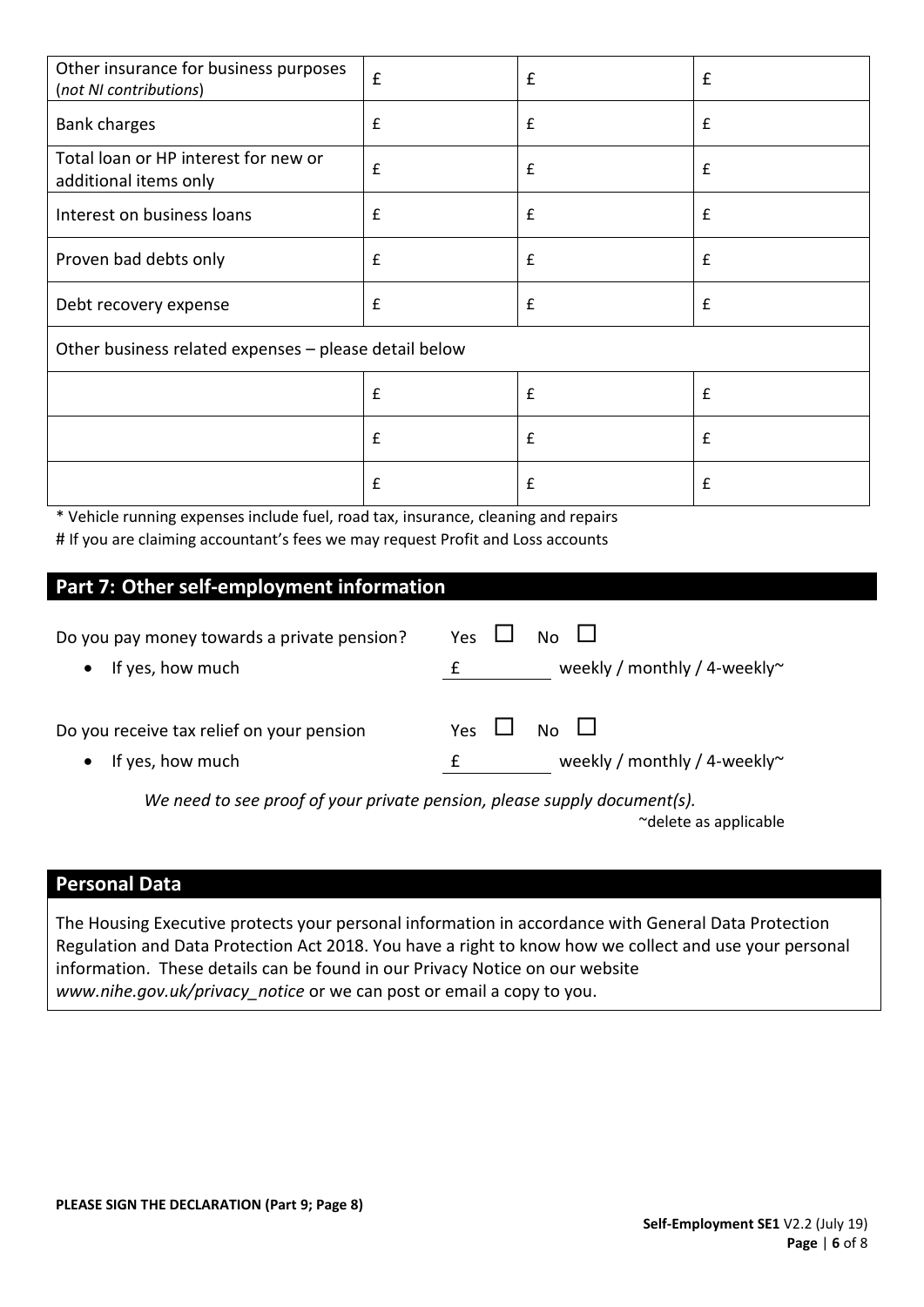| | | | |
|---|---|---|---|
| Other insurance for business purposes (*not NI contributions*) | £ | £ | £ |
| Bank charges | £ | £ | £ |
| Total loan or HP interest for new or additional items only | £ | £ | £ |
| Interest on business loans | £ | £ | £ |
| Proven bad debts only | £ | £ | £ |
| Debt recovery expense | £ | £ | £ |
| Other business related expenses – please detail below | | | |
| | £ | £ | £ |
| | £ | £ | £ |
| | £ | £ | £ |

* Vehicle running expenses include fuel, road tax, insurance, cleaning and repairs

# If you are claiming accountant's fees we may request Profit and Loss accounts

## Part 7: Other self-employment information

Do you pay money towards a private pension? Yes ☐ No ☐

- If yes, how much £ ________ weekly / monthly / 4-weekly~

Do you receive tax relief on your pension Yes ☐ No ☐

- If yes, how much £ ________ weekly / monthly / 4-weekly~

*We need to see proof of your private pension, please supply document(s).*

~delete as applicable

## Personal Data

The Housing Executive protects your personal information in accordance with General Data Protection Regulation and Data Protection Act 2018. You have a right to know how we collect and use your personal information. These details can be found in our Privacy Notice on our website *www.nihe.gov.uk/privacy_notice* or we can post or email a copy to you.

**PLEASE SIGN THE DECLARATION (Part 9; Page 8)**

**Self-Employment SE1** V2.2 (July 19)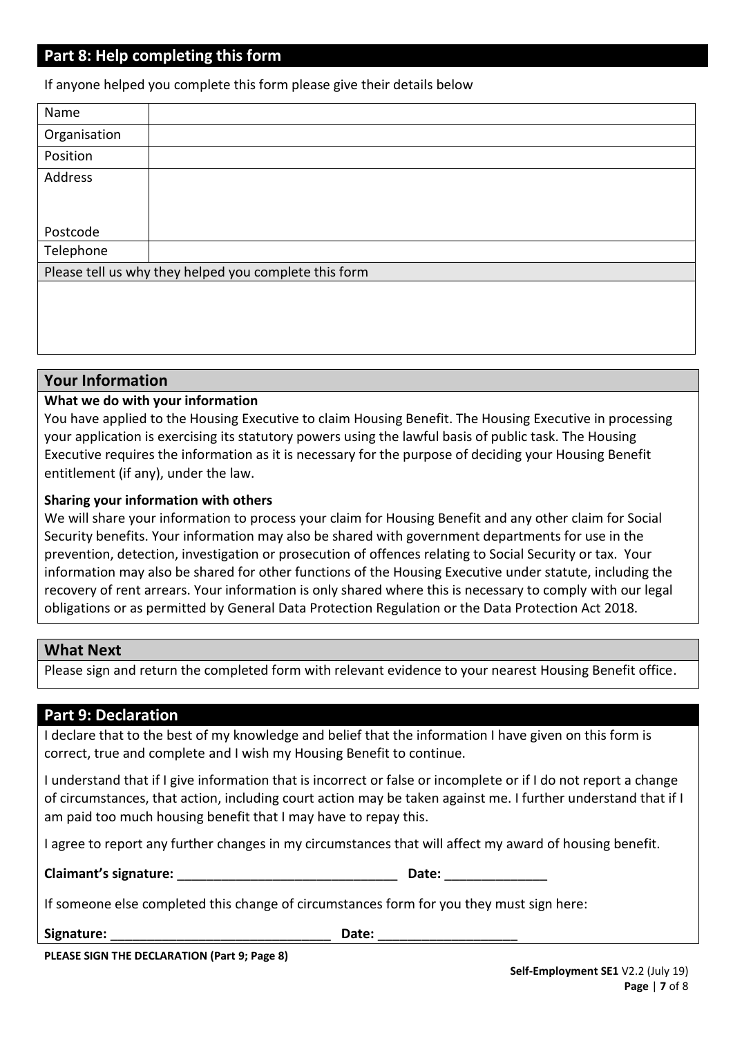## Part 8: Help completing this form

If anyone helped you complete this form please give their details below

| Name | |
|---|---|
| Organisation | |
| Position | |
| Address<br><br>Postcode | |
| Telephone | |

| Please tell us why they helped you complete this form |
|---|
| |

## Your Information

**What we do with your information**

You have applied to the Housing Executive to claim Housing Benefit. The Housing Executive in processing your application is exercising its statutory powers using the lawful basis of public task. The Housing Executive requires the information as it is necessary for the purpose of deciding your Housing Benefit entitlement (if any), under the law.

**Sharing your information with others**

We will share your information to process your claim for Housing Benefit and any other claim for Social Security benefits. Your information may also be shared with government departments for use in the prevention, detection, investigation or prosecution of offences relating to Social Security or tax. Your information may also be shared for other functions of the Housing Executive under statute, including the recovery of rent arrears. Your information is only shared where this is necessary to comply with our legal obligations or as permitted by General Data Protection Regulation or the Data Protection Act 2018.

## What Next

Please sign and return the completed form with relevant evidence to your nearest Housing Benefit office.

## Part 9: Declaration

I declare that to the best of my knowledge and belief that the information I have given on this form is correct, true and complete and I wish my Housing Benefit to continue.

I understand that if I give information that is incorrect or false or incomplete or if I do not report a change of circumstances, that action, including court action may be taken against me. I further understand that if I am paid too much housing benefit that I may have to repay this.

I agree to report any further changes in my circumstances that will affect my award of housing benefit.

**Claimant's signature:** ______________________________ **Date:** ______________

If someone else completed this change of circumstances form for you they must sign here:

**Signature:** ______________________________ **Date:** ___________________

**PLEASE SIGN THE DECLARATION (Part 9; Page 8)**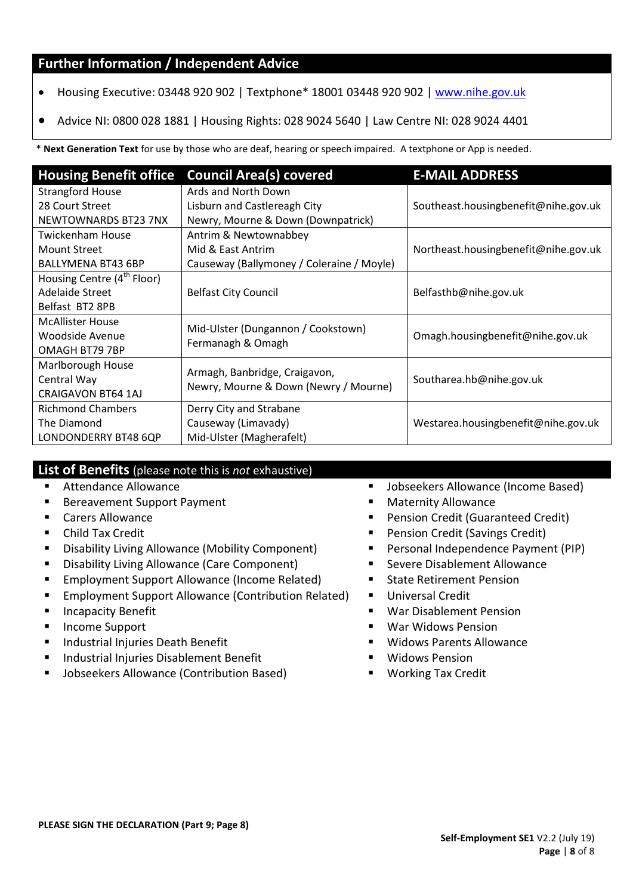## Further Information / Independent Advice

- Housing Executive: 03448 920 902 | Textphone* 18001 03448 920 902 | www.nihe.gov.uk
- Advice NI: 0800 028 1881 | Housing Rights: 028 9024 5640 | Law Centre NI: 028 9024 4401

\* **Next Generation Text** for use by those who are deaf, hearing or speech impaired. A textphone or App is needed.

| Housing Benefit office | Council Area(s) covered | E-MAIL ADDRESS |
|---|---|---|
| Strangford House<br>28 Court Street<br>NEWTOWNARDS BT23 7NX | Ards and North Down<br>Lisburn and Castlereagh City<br>Newry, Mourne & Down (Downpatrick) | Southeast.housingbenefit@nihe.gov.uk |
| Twickenham House<br>Mount Street<br>BALLYMENA BT43 6BP | Antrim & Newtownabbey<br>Mid & East Antrim<br>Causeway (Ballymoney / Coleraine / Moyle) | Northeast.housingbenefit@nihe.gov.uk |
| Housing Centre (4th Floor)<br>Adelaide Street<br>Belfast BT2 8PB | Belfast City Council | Belfasthb@nihe.gov.uk |
| McAllister House<br>Woodside Avenue<br>OMAGH BT79 7BP | Mid-Ulster (Dungannon / Cookstown)<br>Fermanagh & Omagh | Omagh.housingbenefit@nihe.gov.uk |
| Marlborough House<br>Central Way<br>CRAIGAVON BT64 1AJ | Armagh, Banbridge, Craigavon,<br>Newry, Mourne & Down (Newry / Mourne) | Southarea.hb@nihe.gov.uk |
| Richmond Chambers<br>The Diamond<br>LONDONDERRY BT48 6QP | Derry City and Strabane<br>Causeway (Limavady)<br>Mid-Ulster (Magherafelt) | Westarea.housingbenefit@nihe.gov.uk |

## List of Benefits (please note this is *not* exhaustive)

- Attendance Allowance
- Bereavement Support Payment
- Carers Allowance
- Child Tax Credit
- Disability Living Allowance (Mobility Component)
- Disability Living Allowance (Care Component)
- Employment Support Allowance (Income Related)
- Employment Support Allowance (Contribution Related)
- Incapacity Benefit
- Income Support
- Industrial Injuries Death Benefit
- Industrial Injuries Disablement Benefit
- Jobseekers Allowance (Contribution Based)
- Jobseekers Allowance (Income Based)
- Maternity Allowance
- Pension Credit (Guaranteed Credit)
- Pension Credit (Savings Credit)
- Personal Independence Payment (PIP)
- Severe Disablement Allowance
- State Retirement Pension
- Universal Credit
- War Disablement Pension
- War Widows Pension
- Widows Parents Allowance
- Widows Pension
- Working Tax Credit

**PLEASE SIGN THE DECLARATION (Part 9; Page 8)**

**Self-Employment SE1** V2.2 (July 19)